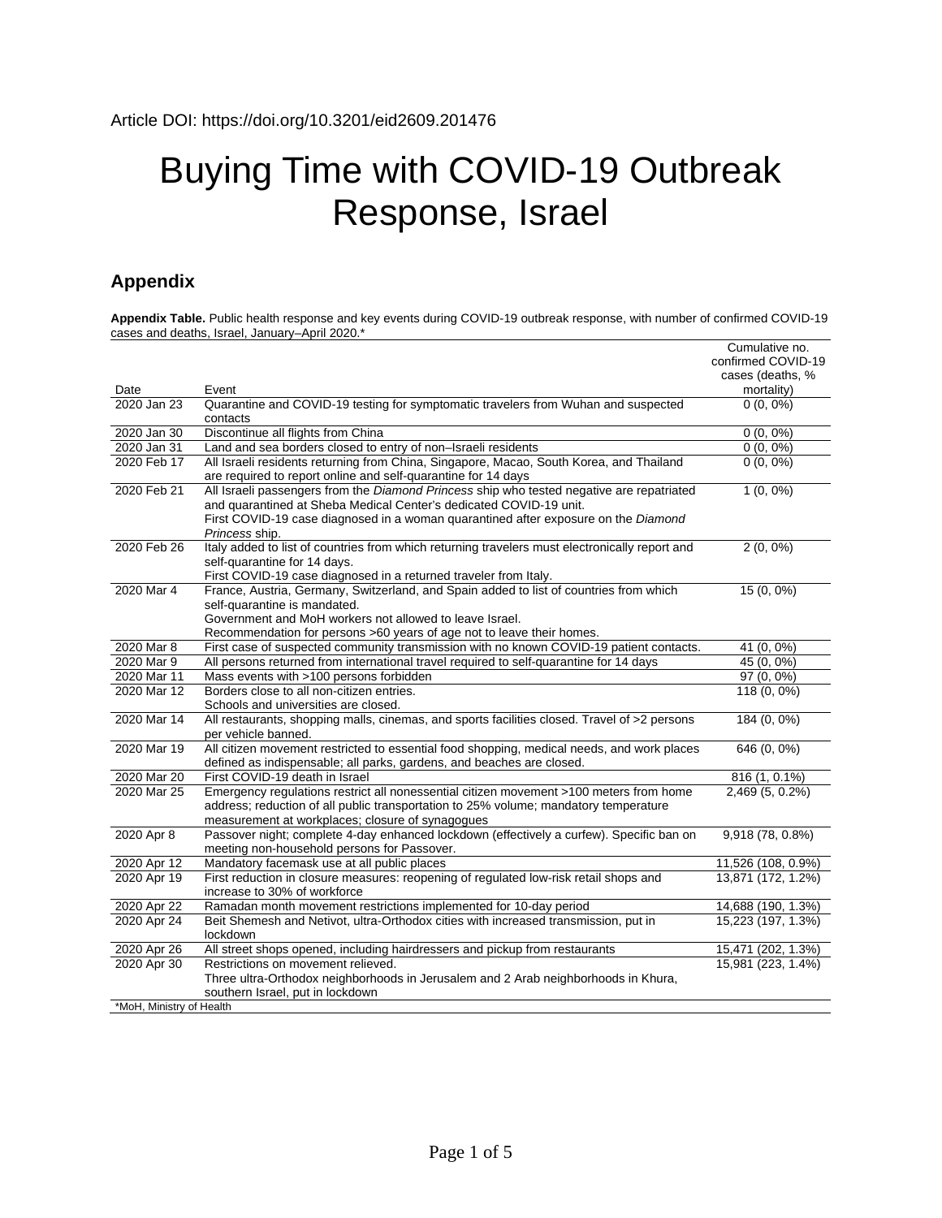Article DOI: https://doi.org/10.3201/eid2609.201476

# Buying Time with COVID-19 Outbreak Response, Israel

## Appendix

**Appendix Table.** Public health response and key events during COVID-19 outbreak response, with number of confirmed COVID-19 cases and deaths, Israel, January–April 2020.*

| Date | Event | Cumulative no. confirmed COVID-19 cases (deaths, % mortality) |
|---|---|---|
| 2020 Jan 23 | Quarantine and COVID-19 testing for symptomatic travelers from Wuhan and suspected contacts | 0 (0, 0%) |
| 2020 Jan 30 | Discontinue all flights from China | 0 (0, 0%) |
| 2020 Jan 31 | Land and sea borders closed to entry of non–Israeli residents | 0 (0, 0%) |
| 2020 Feb 17 | All Israeli residents returning from China, Singapore, Macao, South Korea, and Thailand are required to report online and self-quarantine for 14 days | 0 (0, 0%) |
| 2020 Feb 21 | All Israeli passengers from the *Diamond Princess* ship who tested negative are repatriated and quarantined at Sheba Medical Center's dedicated COVID-19 unit. First COVID-19 case diagnosed in a woman quarantined after exposure on the *Diamond Princess* ship. | 1 (0, 0%) |
| 2020 Feb 26 | Italy added to list of countries from which returning travelers must electronically report and self-quarantine for 14 days. First COVID-19 case diagnosed in a returned traveler from Italy. | 2 (0, 0%) |
| 2020 Mar 4 | France, Austria, Germany, Switzerland, and Spain added to list of countries from which self-quarantine is mandated. Government and MoH workers not allowed to leave Israel. Recommendation for persons >60 years of age not to leave their homes. | 15 (0, 0%) |
| 2020 Mar 8 | First case of suspected community transmission with no known COVID-19 patient contacts. | 41 (0, 0%) |
| 2020 Mar 9 | All persons returned from international travel required to self-quarantine for 14 days | 45 (0, 0%) |
| 2020 Mar 11 | Mass events with >100 persons forbidden | 97 (0, 0%) |
| 2020 Mar 12 | Borders close to all non-citizen entries. Schools and universities are closed. | 118 (0, 0%) |
| 2020 Mar 14 | All restaurants, shopping malls, cinemas, and sports facilities closed. Travel of >2 persons per vehicle banned. | 184 (0, 0%) |
| 2020 Mar 19 | All citizen movement restricted to essential food shopping, medical needs, and work places defined as indispensable; all parks, gardens, and beaches are closed. | 646 (0, 0%) |
| 2020 Mar 20 | First COVID-19 death in Israel | 816 (1, 0.1%) |
| 2020 Mar 25 | Emergency regulations restrict all nonessential citizen movement >100 meters from home address; reduction of all public transportation to 25% volume; mandatory temperature measurement at workplaces; closure of synagogues | 2,469 (5, 0.2%) |
| 2020 Apr 8 | Passover night; complete 4-day enhanced lockdown (effectively a curfew). Specific ban on meeting non-household persons for Passover. | 9,918 (78, 0.8%) |
| 2020 Apr 12 | Mandatory facemask use at all public places | 11,526 (108, 0.9%) |
| 2020 Apr 19 | First reduction in closure measures: reopening of regulated low-risk retail shops and increase to 30% of workforce | 13,871 (172, 1.2%) |
| 2020 Apr 22 | Ramadan month movement restrictions implemented for 10-day period | 14,688 (190, 1.3%) |
| 2020 Apr 24 | Beit Shemesh and Netivot, ultra-Orthodox cities with increased transmission, put in lockdown | 15,223 (197, 1.3%) |
| 2020 Apr 26 | All street shops opened, including hairdressers and pickup from restaurants | 15,471 (202, 1.3%) |
| 2020 Apr 30 | Restrictions on movement relieved. Three ultra-Orthodox neighborhoods in Jerusalem and 2 Arab neighborhoods in Khura, southern Israel, put in lockdown | 15,981 (223, 1.4%) |

*MoH, Ministry of Health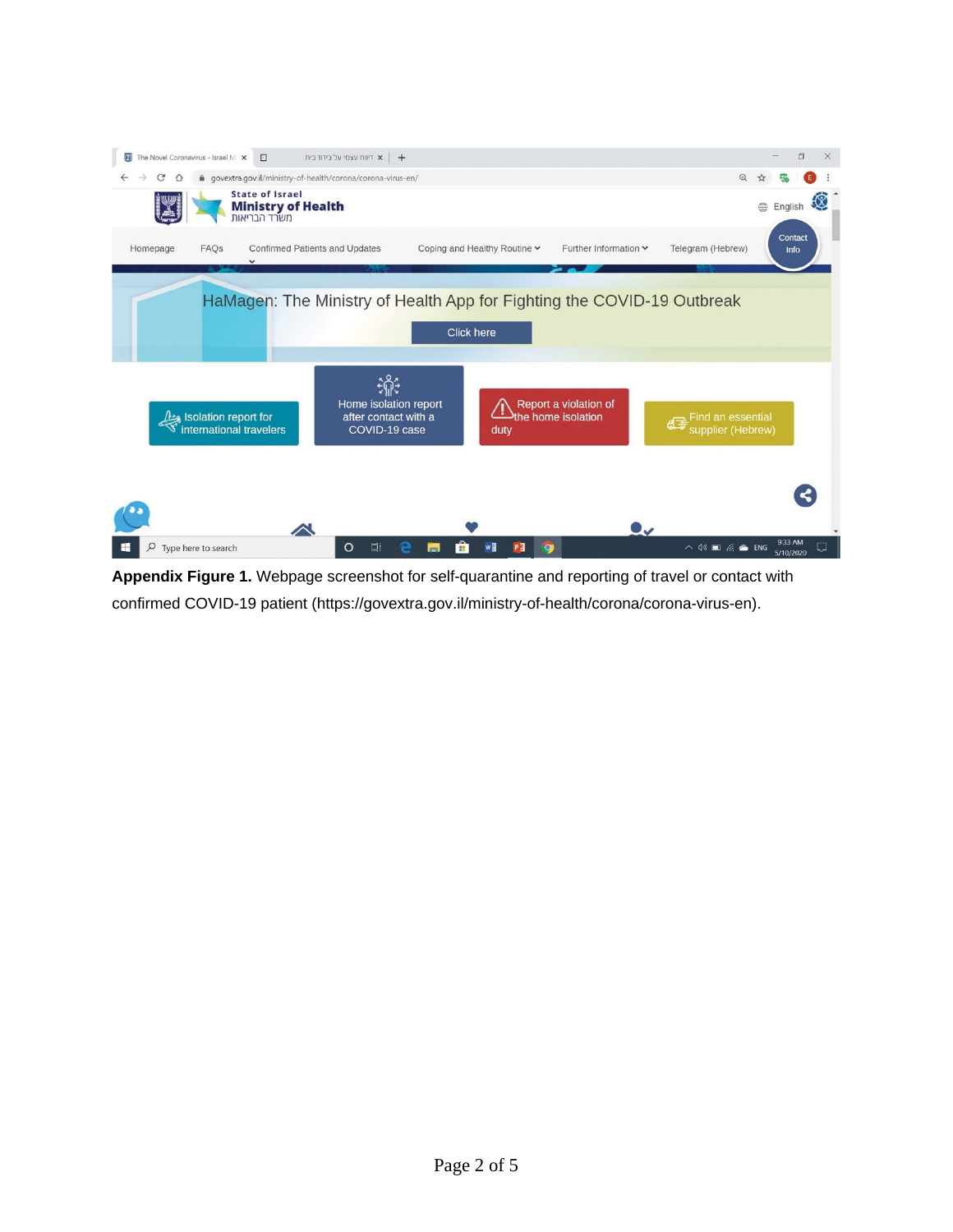**Appendix Figure 1.** Webpage screenshot for self-quarantine and reporting of travel or contact with confirmed COVID-19 patient (https://govextra.gov.il/ministry-of-health/corona/corona-virus-en).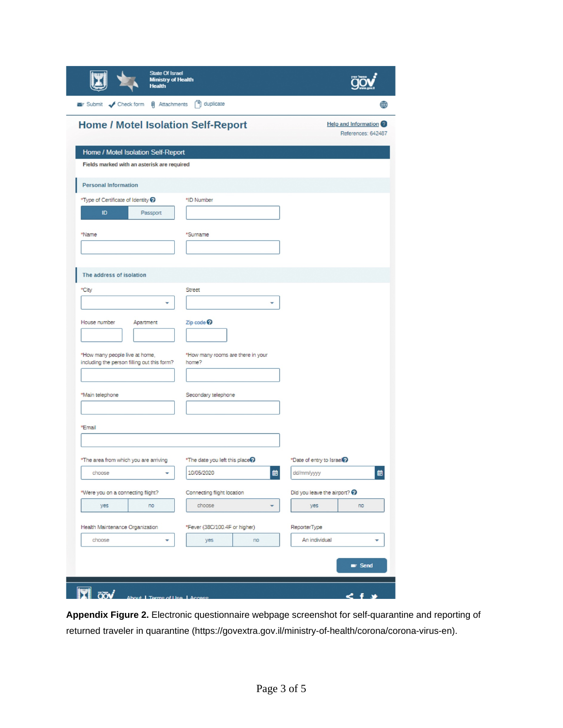State Of Israel
Ministry of Health
Health

Submit | Check form | Attachments | duplicate

## Home / Motel Isolation Self-Report

Help and Information

References: 642487

### Home / Motel Isolation Self-Report

Fields marked with an asterisk are required

#### Personal Information

*Type of Certificate of Identity: ID | Passport

*ID Number

*Name

*Surname

#### The address of isolation

*City

Street

House number

Apartment

Zip code

*How many people live at home, including the person filling out this form?

*How many rooms are there in your home?

*Main telephone

Secondary telephone

*Email

*The area from which you are arriving: choose

*The date you left this place: 10/05/2020

*Date of entry to Israel: dd/mm/yyyy

*Were you on a connecting flight? yes | no

Connecting flight location: choose

Did you leave the airport? yes | no

Health Maintenance Organization: choose

*Fever (38C/100.4F or higher): yes | no

ReporterType: An individual

Send

About | Terms of Use | Access

**Appendix Figure 2.** Electronic questionnaire webpage screenshot for self-quarantine and reporting of returned traveler in quarantine (https://govextra.gov.il/ministry-of-health/corona/corona-virus-en).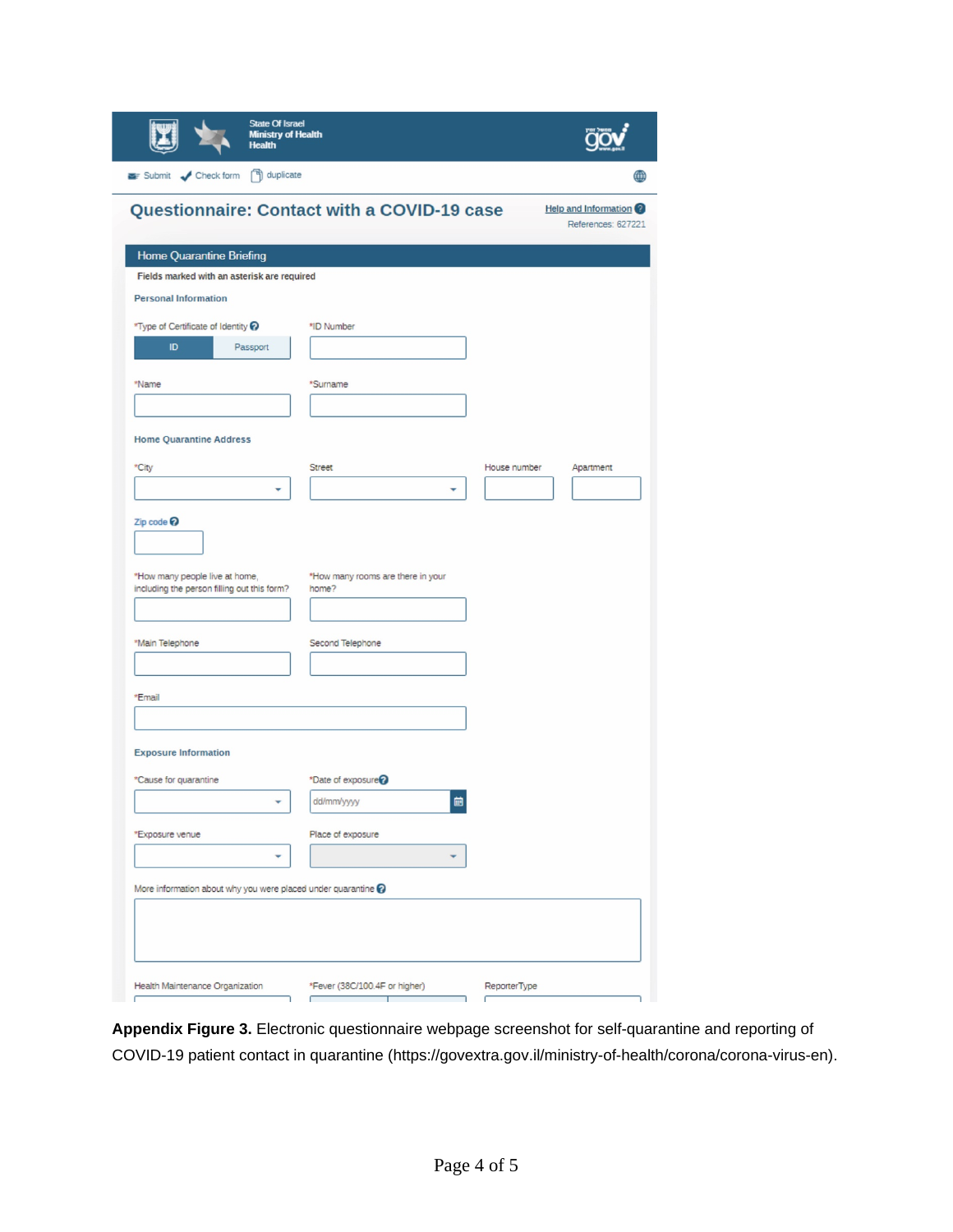State Of Israel
Ministry of Health
Health

Submit | Check form | duplicate

## Questionnaire: Contact with a COVID-19 case

Help and Information

References: 627221

### Home Quarantine Briefing

Fields marked with an asterisk are required

**Personal Information**

*Type of Certificate of Identity: ID | Passport

*ID Number

*Name

*Surname

**Home Quarantine Address**

*City

Street

House number

Apartment

Zip code

*How many people live at home, including the person filling out this form?

*How many rooms are there in your home?

*Main Telephone

Second Telephone

*Email

**Exposure Information**

*Cause for quarantine

*Date of exposure: dd/mm/yyyy

*Exposure venue

Place of exposure

More information about why you were placed under quarantine

Health Maintenance Organization

*Fever (38C/100.4F or higher)

ReporterType

**Appendix Figure 3.** Electronic questionnaire webpage screenshot for self-quarantine and reporting of COVID-19 patient contact in quarantine (https://govextra.gov.il/ministry-of-health/corona/corona-virus-en).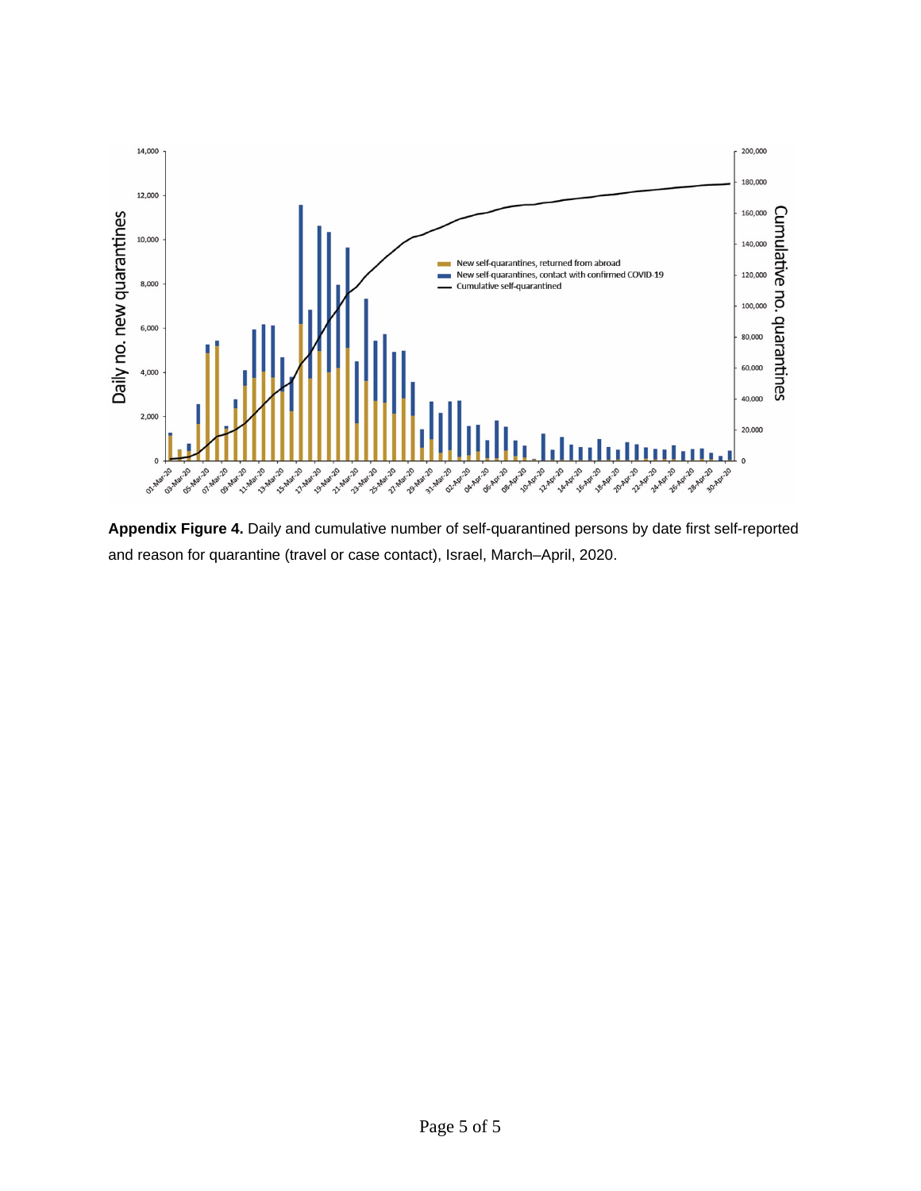Daily no. new quarantines

Cumulative no. quarantines

14,000
12,000
10,000
8,000
6,000
4,000
2,000
0

200,000
180,000
160,000
140,000
120,000
100,000
80,000
60,000
40,000
20,000
0

New self-quarantines, returned from abroad
New self-quarantines, contact with confirmed COVID-19
Cumulative self-quarantined

01-Mar-20
03-Mar-20
05-Mar-20
07-Mar-20
09-Mar-20
11-Mar-20
13-Mar-20
15-Mar-20
17-Mar-20
19-Mar-20
21-Mar-20
23-Mar-20
25-Mar-20
27-Mar-20
29-Mar-20
31-Mar-20
02-Apr-20
04-Apr-20
06-Apr-20
08-Apr-20
10-Apr-20
12-Apr-20
14-Apr-20
16-Apr-20
18-Apr-20
20-Apr-20
22-Apr-20
24-Apr-20
26-Apr-20
28-Apr-20
30-Apr-20

**Appendix Figure 4.** Daily and cumulative number of self-quarantined persons by date first self-reported and reason for quarantine (travel or case contact), Israel, March–April, 2020.